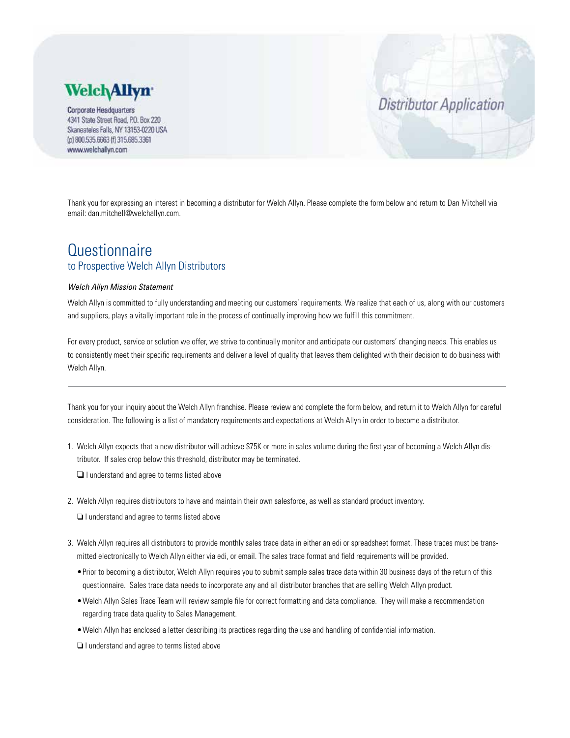**Welch Allyn**

Corporate Headquarters
4341 State Street Road, P.O. Box 220
Skaneateles Falls, NY 13153-0220 USA
(p) 800.535.6663 (f) 315.685.3361
www.welchallyn.com

# Distributor Application

Thank you for expressing an interest in becoming a distributor for Welch Allyn. Please complete the form below and return to Dan Mitchell via email: dan.mitchell@welchallyn.com.

# Questionnaire

## to Prospective Welch Allyn Distributors

*Welch Allyn Mission Statement*

Welch Allyn is committed to fully understanding and meeting our customers' requirements. We realize that each of us, along with our customers and suppliers, plays a vitally important role in the process of continually improving how we fulfill this commitment.

For every product, service or solution we offer, we strive to continually monitor and anticipate our customers' changing needs. This enables us to consistently meet their specific requirements and deliver a level of quality that leaves them delighted with their decision to do business with Welch Allyn.

---

Thank you for your inquiry about the Welch Allyn franchise. Please review and complete the form below, and return it to Welch Allyn for careful consideration. The following is a list of mandatory requirements and expectations at Welch Allyn in order to become a distributor.

1. Welch Allyn expects that a new distributor will achieve $75K or more in sales volume during the first year of becoming a Welch Allyn distributor. If sales drop below this threshold, distributor may be terminated.

   ❑ I understand and agree to terms listed above

2. Welch Allyn requires distributors to have and maintain their own salesforce, as well as standard product inventory.

   ❑ I understand and agree to terms listed above

3. Welch Allyn requires all distributors to provide monthly sales trace data in either an edi or spreadsheet format. These traces must be transmitted electronically to Welch Allyn either via edi, or email. The sales trace format and field requirements will be provided.

   - Prior to becoming a distributor, Welch Allyn requires you to submit sample sales trace data within 30 business days of the return of this questionnaire. Sales trace data needs to incorporate any and all distributor branches that are selling Welch Allyn product.
   - Welch Allyn Sales Trace Team will review sample file for correct formatting and data compliance. They will make a recommendation regarding trace data quality to Sales Management.
   - Welch Allyn has enclosed a letter describing its practices regarding the use and handling of confidential information.

   ❑ I understand and agree to terms listed above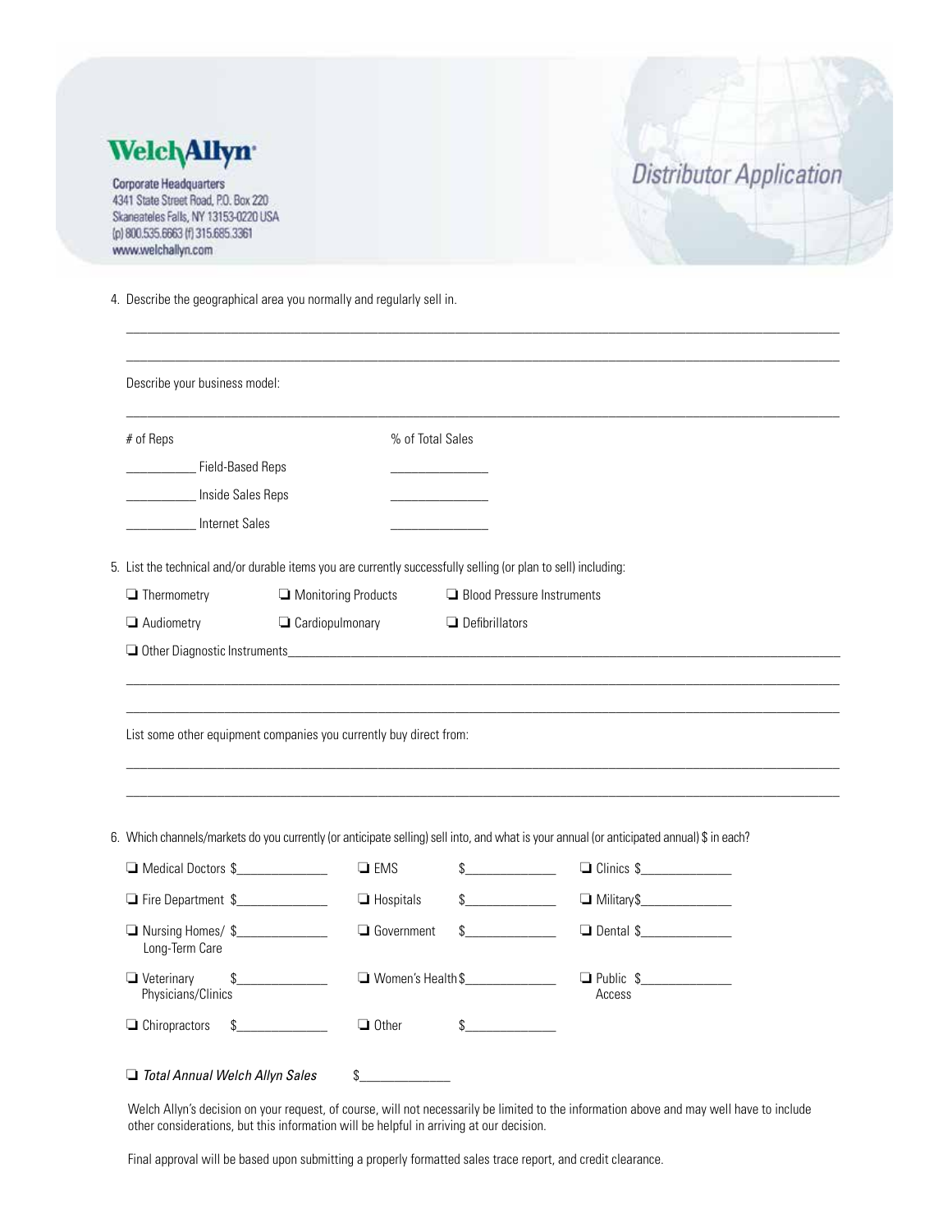WelchAllyn

Corporate Headquarters
4341 State Street Road, P.O. Box 220
Skaneateles Falls, NY 13153-0220 USA
(p) 800.535.6663 (f) 315.685.3361
www.welchallyn.com

# Distributor Application

4. Describe the geographical area you normally and regularly sell in.

\_\_\_\_\_\_\_\_\_\_\_\_\_\_\_\_\_\_\_\_\_\_\_\_\_\_\_\_\_\_\_\_\_\_\_\_\_\_\_\_\_\_\_\_\_\_\_\_\_\_\_\_\_\_\_\_\_\_\_\_\_\_\_\_

\_\_\_\_\_\_\_\_\_\_\_\_\_\_\_\_\_\_\_\_\_\_\_\_\_\_\_\_\_\_\_\_\_\_\_\_\_\_\_\_\_\_\_\_\_\_\_\_\_\_\_\_\_\_\_\_\_\_\_\_\_\_\_\_

Describe your business model:

\_\_\_\_\_\_\_\_\_\_\_\_\_\_\_\_\_\_\_\_\_\_\_\_\_\_\_\_\_\_\_\_\_\_\_\_\_\_\_\_\_\_\_\_\_\_\_\_\_\_\_\_\_\_\_\_\_\_\_\_\_\_\_\_

| # of Reps | % of Total Sales |
|---|---|
| \_\_\_\_\_\_\_\_\_\_ Field-Based Reps | \_\_\_\_\_\_\_\_\_\_ |
| \_\_\_\_\_\_\_\_\_\_ Inside Sales Reps | \_\_\_\_\_\_\_\_\_\_ |
| \_\_\_\_\_\_\_\_\_\_ Internet Sales | \_\_\_\_\_\_\_\_\_\_ |

5. List the technical and/or durable items you are currently successfully selling (or plan to sell) including:

- ❑ Thermometry
- ❑ Monitoring Products
- ❑ Blood Pressure Instruments
- ❑ Audiometry
- ❑ Cardiopulmonary
- ❑ Defibrillators
- ❑ Other Diagnostic Instruments\_\_\_\_\_\_\_\_\_\_\_\_\_\_\_\_\_\_\_\_\_\_\_\_\_\_\_\_\_\_\_\_\_\_\_\_\_\_\_\_

\_\_\_\_\_\_\_\_\_\_\_\_\_\_\_\_\_\_\_\_\_\_\_\_\_\_\_\_\_\_\_\_\_\_\_\_\_\_\_\_\_\_\_\_\_\_\_\_\_\_\_\_\_\_\_\_\_\_\_\_\_\_\_\_

\_\_\_\_\_\_\_\_\_\_\_\_\_\_\_\_\_\_\_\_\_\_\_\_\_\_\_\_\_\_\_\_\_\_\_\_\_\_\_\_\_\_\_\_\_\_\_\_\_\_\_\_\_\_\_\_\_\_\_\_\_\_\_\_

List some other equipment companies you currently buy direct from:

\_\_\_\_\_\_\_\_\_\_\_\_\_\_\_\_\_\_\_\_\_\_\_\_\_\_\_\_\_\_\_\_\_\_\_\_\_\_\_\_\_\_\_\_\_\_\_\_\_\_\_\_\_\_\_\_\_\_\_\_\_\_\_\_

\_\_\_\_\_\_\_\_\_\_\_\_\_\_\_\_\_\_\_\_\_\_\_\_\_\_\_\_\_\_\_\_\_\_\_\_\_\_\_\_\_\_\_\_\_\_\_\_\_\_\_\_\_\_\_\_\_\_\_\_\_\_\_\_

6. Which channels/markets do you currently (or anticipate selling) sell into, and what is your annual (or anticipated annual) $ in each?

| | | |
|---|---|---|
| ❑ Medical Doctors $\_\_\_\_\_\_\_\_\_\_ | ❑ EMS $\_\_\_\_\_\_\_\_\_\_ | ❑ Clinics $\_\_\_\_\_\_\_\_\_\_ |
| ❑ Fire Department $\_\_\_\_\_\_\_\_\_\_ | ❑ Hospitals $\_\_\_\_\_\_\_\_\_\_ | ❑ Military$\_\_\_\_\_\_\_\_\_\_ |
| ❑ Nursing Homes/ Long-Term Care $\_\_\_\_\_\_\_\_\_\_ | ❑ Government $\_\_\_\_\_\_\_\_\_\_ | ❑ Dental $\_\_\_\_\_\_\_\_\_\_ |
| ❑ Veterinary Physicians/Clinics $\_\_\_\_\_\_\_\_\_\_ | ❑ Women's Health $\_\_\_\_\_\_\_\_\_\_ | ❑ Public Access $\_\_\_\_\_\_\_\_\_\_ |
| ❑ Chiropractors $\_\_\_\_\_\_\_\_\_\_ | ❑ Other $\_\_\_\_\_\_\_\_\_\_ | |

❑ *Total Annual Welch Allyn Sales* $\_\_\_\_\_\_\_\_\_\_

Welch Allyn's decision on your request, of course, will not necessarily be limited to the information above and may well have to include other considerations, but this information will be helpful in arriving at our decision.

Final approval will be based upon submitting a properly formatted sales trace report, and credit clearance.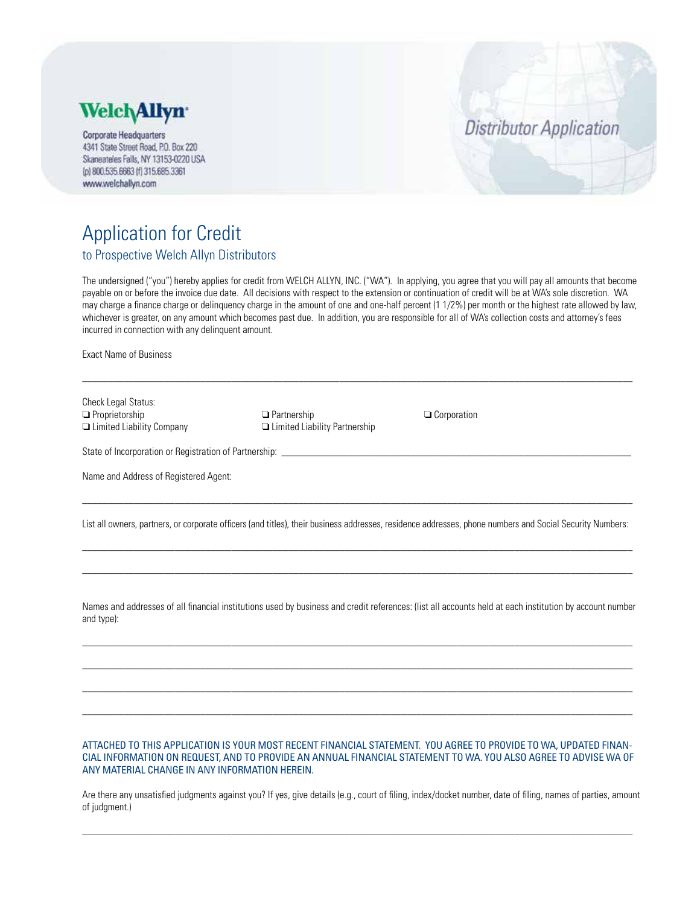**WelchAllyn**

Corporate Headquarters
4341 State Street Road, P.O. Box 220
Skaneateles Falls, NY 13153-0220 USA
(p) 800.535.6663 (f) 315.685.3361
www.welchallyn.com

*Distributor Application*

# Application for Credit

## to Prospective Welch Allyn Distributors

The undersigned ("you") hereby applies for credit from WELCH ALLYN, INC. ("WA"). In applying, you agree that you will pay all amounts that become payable on or before the invoice due date. All decisions with respect to the extension or continuation of credit will be at WA's sole discretion. WA may charge a finance charge or delinquency charge in the amount of one and one-half percent (1 1/2%) per month or the highest rate allowed by law, whichever is greater, on any amount which becomes past due. In addition, you are responsible for all of WA's collection costs and attorney's fees incurred in connection with any delinquent amount.

Exact Name of Business

______________________________________________________________________________

Check Legal Status:

❏ Proprietorship
❏ Partnership
❏ Corporation
❏ Limited Liability Company
❏ Limited Liability Partnership

State of Incorporation or Registration of Partnership: ______________________________________________

Name and Address of Registered Agent:

______________________________________________________________________________

List all owners, partners, or corporate officers (and titles), their business addresses, residence addresses, phone numbers and Social Security Numbers:

______________________________________________________________________________

______________________________________________________________________________

Names and addresses of all financial institutions used by business and credit references: (list all accounts held at each institution by account number and type):

______________________________________________________________________________

______________________________________________________________________________

______________________________________________________________________________

______________________________________________________________________________

ATTACHED TO THIS APPLICATION IS YOUR MOST RECENT FINANCIAL STATEMENT. YOU AGREE TO PROVIDE TO WA, UPDATED FINANCIAL INFORMATION ON REQUEST, AND TO PROVIDE AN ANNUAL FINANCIAL STATEMENT TO WA. YOU ALSO AGREE TO ADVISE WA OF ANY MATERIAL CHANGE IN ANY INFORMATION HEREIN.

Are there any unsatisfied judgments against you? If yes, give details (e.g., court of filing, index/docket number, date of filing, names of parties, amount of judgment.)

______________________________________________________________________________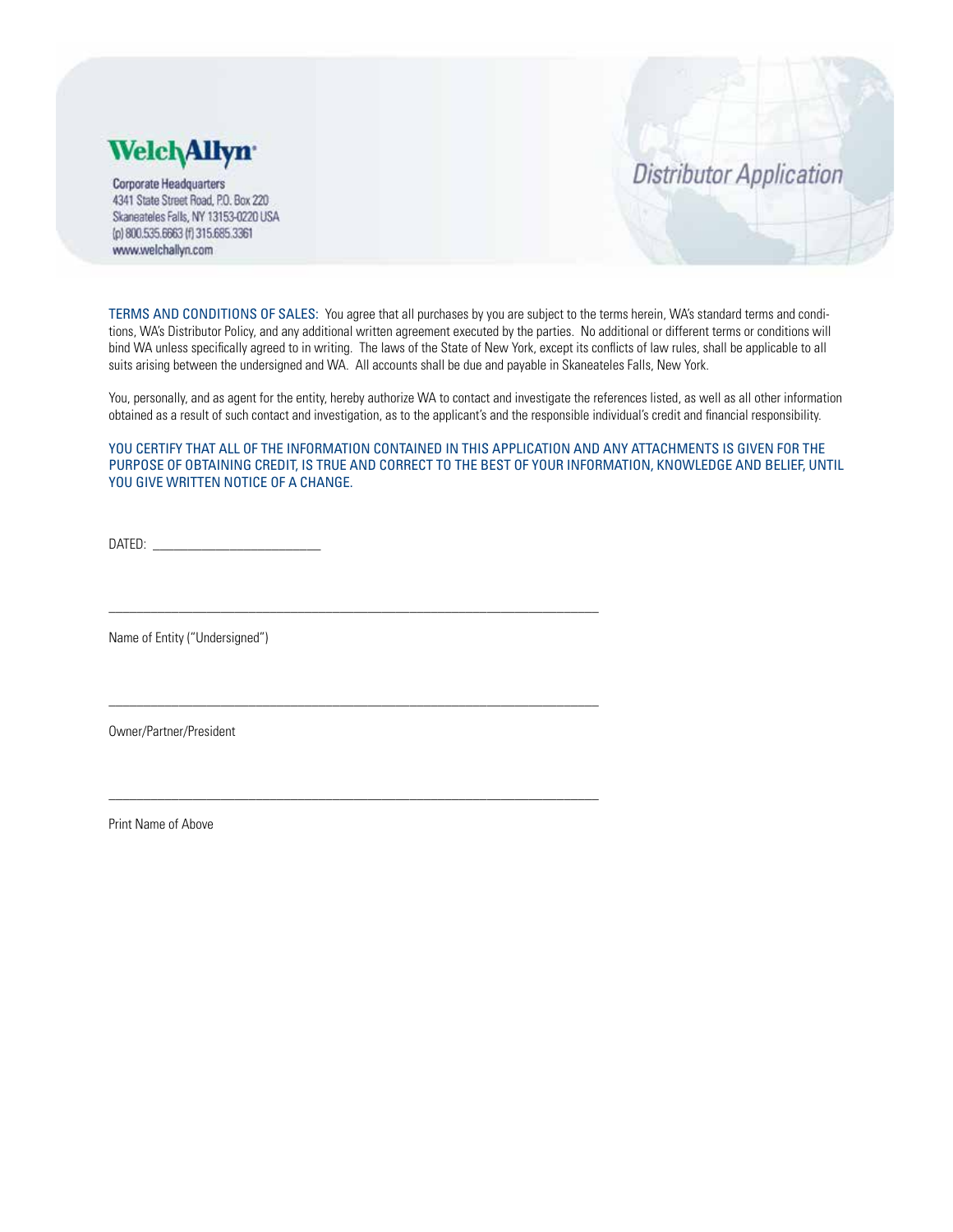**Welch Allyn**

Corporate Headquarters
4341 State Street Road, P.O. Box 220
Skaneateles Falls, NY 13153-0220 USA
(p) 800.535.6663 (f) 315.685.3361
www.welchallyn.com

# Distributor Application

TERMS AND CONDITIONS OF SALES: You agree that all purchases by you are subject to the terms herein, WA's standard terms and conditions, WA's Distributor Policy, and any additional written agreement executed by the parties. No additional or different terms or conditions will bind WA unless specifically agreed to in writing. The laws of the State of New York, except its conflicts of law rules, shall be applicable to all suits arising between the undersigned and WA. All accounts shall be due and payable in Skaneateles Falls, New York.

You, personally, and as agent for the entity, hereby authorize WA to contact and investigate the references listed, as well as all other information obtained as a result of such contact and investigation, as to the applicant's and the responsible individual's credit and financial responsibility.

YOU CERTIFY THAT ALL OF THE INFORMATION CONTAINED IN THIS APPLICATION AND ANY ATTACHMENTS IS GIVEN FOR THE PURPOSE OF OBTAINING CREDIT, IS TRUE AND CORRECT TO THE BEST OF YOUR INFORMATION, KNOWLEDGE AND BELIEF, UNTIL YOU GIVE WRITTEN NOTICE OF A CHANGE.

DATED: ___________________________

______________________________________________________________________________

Name of Entity ("Undersigned")

______________________________________________________________________________

Owner/Partner/President

______________________________________________________________________________

Print Name of Above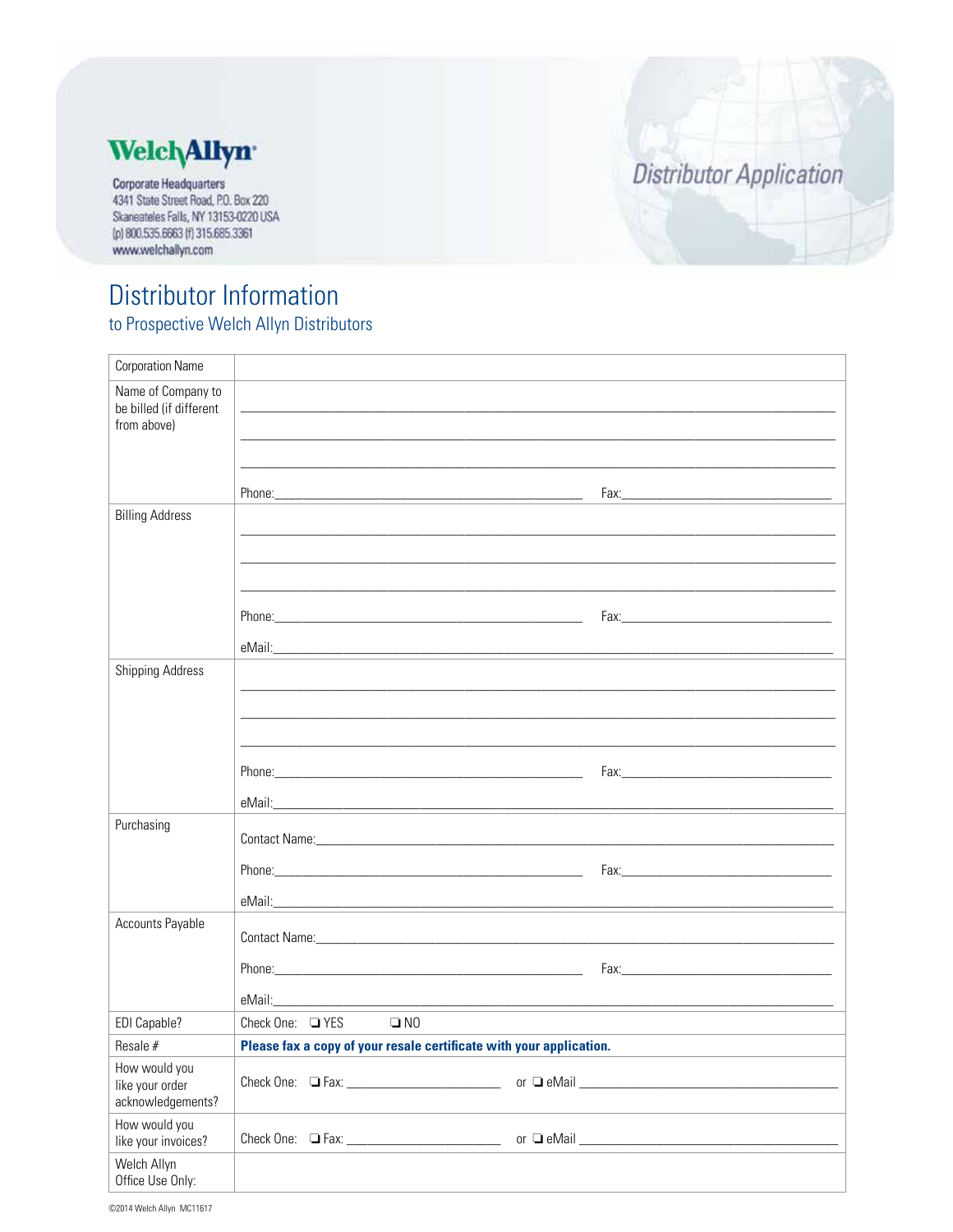WelchAllyn

Corporate Headquarters
4341 State Street Road, P.O. Box 220
Skaneateles Falls, NY 13153-0220 USA
(p) 800.535.6663 (f) 315.685.3361
www.welchallyn.com

Distributor Application

# Distributor Information

## to Prospective Welch Allyn Distributors

| | |
|---|---|
| Corporation Name | |
| Name of Company to be billed (if different from above) | ______________________ ______________________ ______________________ Phone:____________ Fax:____________ |
| Billing Address | ______________________ ______________________ ______________________ Phone:____________ Fax:____________ eMail:____________ |
| Shipping Address | ______________________ ______________________ ______________________ Phone:____________ Fax:____________ eMail:____________ |
| Purchasing | Contact Name:____________ Phone:____________ Fax:____________ eMail:____________ |
| Accounts Payable | Contact Name:____________ Phone:____________ Fax:____________ eMail:____________ |
| EDI Capable? | Check One: ❑ YES ❑ NO |
| Resale # | **Please fax a copy of your resale certificate with your application.** |
| How would you like your order acknowledgements? | Check One: ❑ Fax: ____________ or ❑ eMail ____________ |
| How would you like your invoices? | Check One: ❑ Fax: ____________ or ❑ eMail ____________ |
| Welch Allyn Office Use Only: | |

©2014 Welch Allyn MC11617